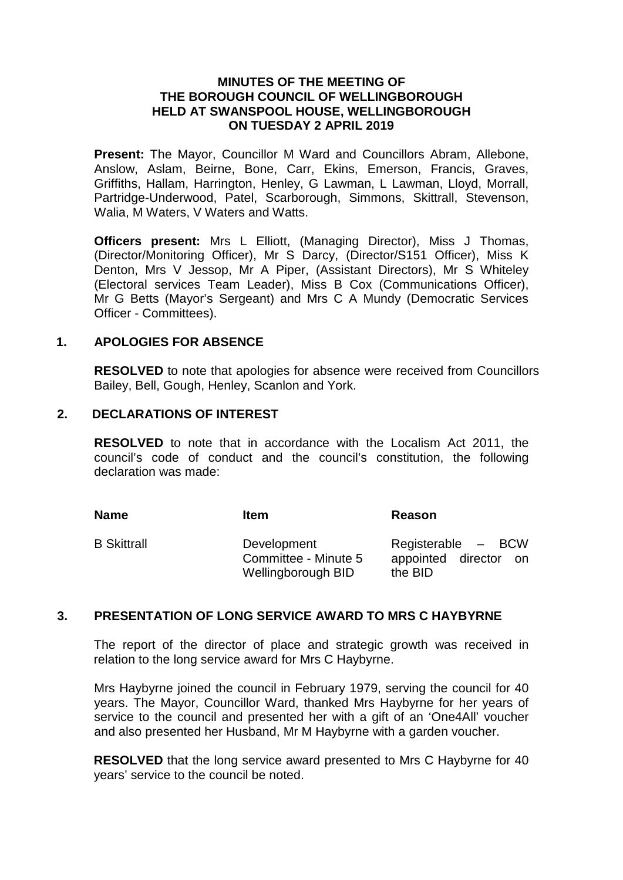# MINUTES OF THE MEETING OF THE BOROUGH COUNCIL OF WELLINGBOROUGH HELD AT SWANSPOOL HOUSE, WELLINGBOROUGH ON TUESDAY 2 APRIL 2019

**Present:** The Mayor, Councillor M Ward and Councillors Abram, Allebone, Anslow, Aslam, Beirne, Bone, Carr, Ekins, Emerson, Francis, Graves, Griffiths, Hallam, Harrington, Henley, G Lawman, L Lawman, Lloyd, Morrall, Partridge-Underwood, Patel, Scarborough, Simmons, Skittrall, Stevenson, Walia, M Waters, V Waters and Watts.

**Officers present:** Mrs L Elliott, (Managing Director), Miss J Thomas, (Director/Monitoring Officer), Mr S Darcy, (Director/S151 Officer), Miss K Denton, Mrs V Jessop, Mr A Piper, (Assistant Directors), Mr S Whiteley (Electoral services Team Leader), Miss B Cox (Communications Officer), Mr G Betts (Mayor's Sergeant) and Mrs C A Mundy (Democratic Services Officer - Committees).

## 1. APOLOGIES FOR ABSENCE

**RESOLVED** to note that apologies for absence were received from Councillors Bailey, Bell, Gough, Henley, Scanlon and York.

## 2. DECLARATIONS OF INTEREST

**RESOLVED** to note that in accordance with the Localism Act 2011, the council's code of conduct and the council's constitution, the following declaration was made:

| Name | Item | Reason |
|---|---|---|
| B Skittrall | Development Committee - Minute 5 Wellingborough BID | Registerable – BCW appointed director on the BID |

## 3. PRESENTATION OF LONG SERVICE AWARD TO MRS C HAYBYRNE

The report of the director of place and strategic growth was received in relation to the long service award for Mrs C Haybyrne.

Mrs Haybyrne joined the council in February 1979, serving the council for 40 years. The Mayor, Councillor Ward, thanked Mrs Haybyrne for her years of service to the council and presented her with a gift of an 'One4All' voucher and also presented her Husband, Mr M Haybyrne with a garden voucher.

**RESOLVED** that the long service award presented to Mrs C Haybyrne for 40 years' service to the council be noted.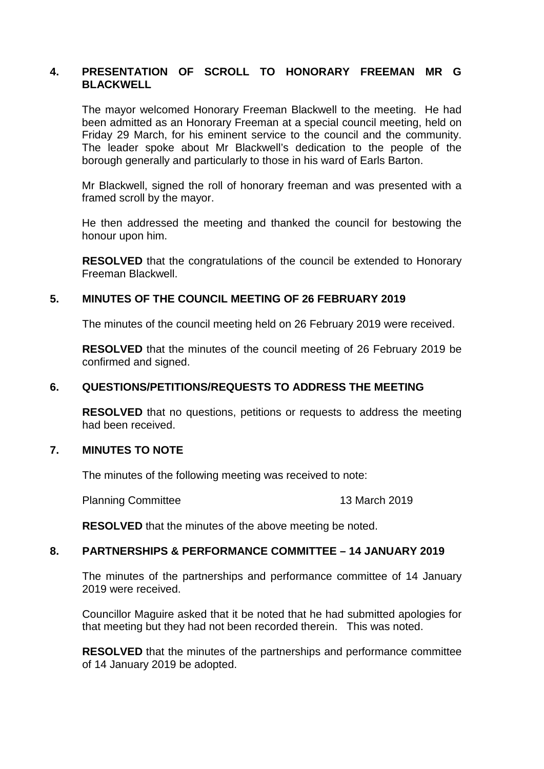## 4. PRESENTATION OF SCROLL TO HONORARY FREEMAN MR G BLACKWELL

The mayor welcomed Honorary Freeman Blackwell to the meeting. He had been admitted as an Honorary Freeman at a special council meeting, held on Friday 29 March, for his eminent service to the council and the community. The leader spoke about Mr Blackwell's dedication to the people of the borough generally and particularly to those in his ward of Earls Barton.

Mr Blackwell, signed the roll of honorary freeman and was presented with a framed scroll by the mayor.

He then addressed the meeting and thanked the council for bestowing the honour upon him.

**RESOLVED** that the congratulations of the council be extended to Honorary Freeman Blackwell.

## 5. MINUTES OF THE COUNCIL MEETING OF 26 FEBRUARY 2019

The minutes of the council meeting held on 26 February 2019 were received.

**RESOLVED** that the minutes of the council meeting of 26 February 2019 be confirmed and signed.

## 6. QUESTIONS/PETITIONS/REQUESTS TO ADDRESS THE MEETING

**RESOLVED** that no questions, petitions or requests to address the meeting had been received.

## 7. MINUTES TO NOTE

The minutes of the following meeting was received to note:

| | |
|---|---|
| Planning Committee | 13 March 2019 |

**RESOLVED** that the minutes of the above meeting be noted.

## 8. PARTNERSHIPS & PERFORMANCE COMMITTEE – 14 JANUARY 2019

The minutes of the partnerships and performance committee of 14 January 2019 were received.

Councillor Maguire asked that it be noted that he had submitted apologies for that meeting but they had not been recorded therein. This was noted.

**RESOLVED** that the minutes of the partnerships and performance committee of 14 January 2019 be adopted.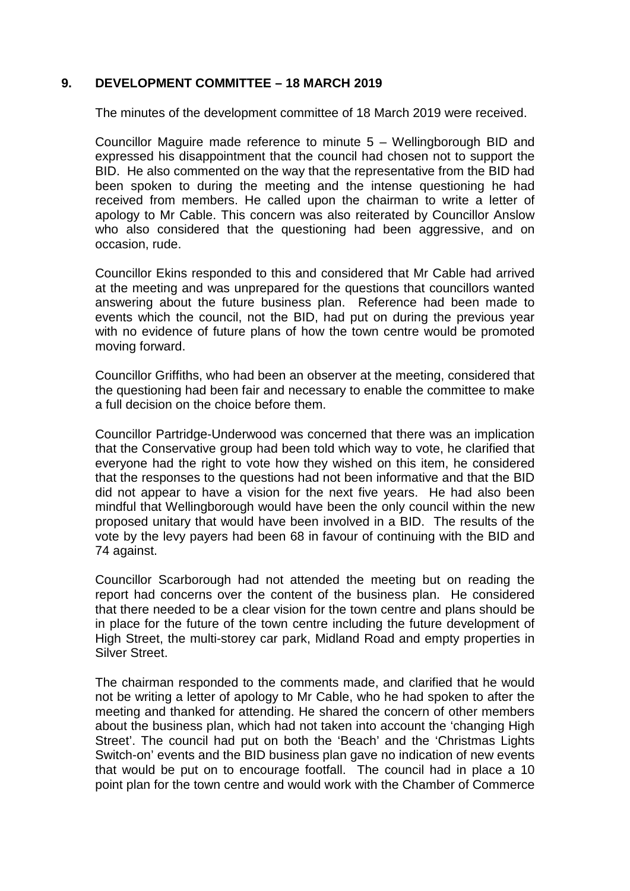## 9. DEVELOPMENT COMMITTEE – 18 MARCH 2019

The minutes of the development committee of 18 March 2019 were received.

Councillor Maguire made reference to minute 5 – Wellingborough BID and expressed his disappointment that the council had chosen not to support the BID. He also commented on the way that the representative from the BID had been spoken to during the meeting and the intense questioning he had received from members. He called upon the chairman to write a letter of apology to Mr Cable. This concern was also reiterated by Councillor Anslow who also considered that the questioning had been aggressive, and on occasion, rude.

Councillor Ekins responded to this and considered that Mr Cable had arrived at the meeting and was unprepared for the questions that councillors wanted answering about the future business plan. Reference had been made to events which the council, not the BID, had put on during the previous year with no evidence of future plans of how the town centre would be promoted moving forward.

Councillor Griffiths, who had been an observer at the meeting, considered that the questioning had been fair and necessary to enable the committee to make a full decision on the choice before them.

Councillor Partridge-Underwood was concerned that there was an implication that the Conservative group had been told which way to vote, he clarified that everyone had the right to vote how they wished on this item, he considered that the responses to the questions had not been informative and that the BID did not appear to have a vision for the next five years. He had also been mindful that Wellingborough would have been the only council within the new proposed unitary that would have been involved in a BID. The results of the vote by the levy payers had been 68 in favour of continuing with the BID and 74 against.

Councillor Scarborough had not attended the meeting but on reading the report had concerns over the content of the business plan. He considered that there needed to be a clear vision for the town centre and plans should be in place for the future of the town centre including the future development of High Street, the multi-storey car park, Midland Road and empty properties in Silver Street.

The chairman responded to the comments made, and clarified that he would not be writing a letter of apology to Mr Cable, who he had spoken to after the meeting and thanked for attending. He shared the concern of other members about the business plan, which had not taken into account the 'changing High Street'. The council had put on both the 'Beach' and the 'Christmas Lights Switch-on' events and the BID business plan gave no indication of new events that would be put on to encourage footfall. The council had in place a 10 point plan for the town centre and would work with the Chamber of Commerce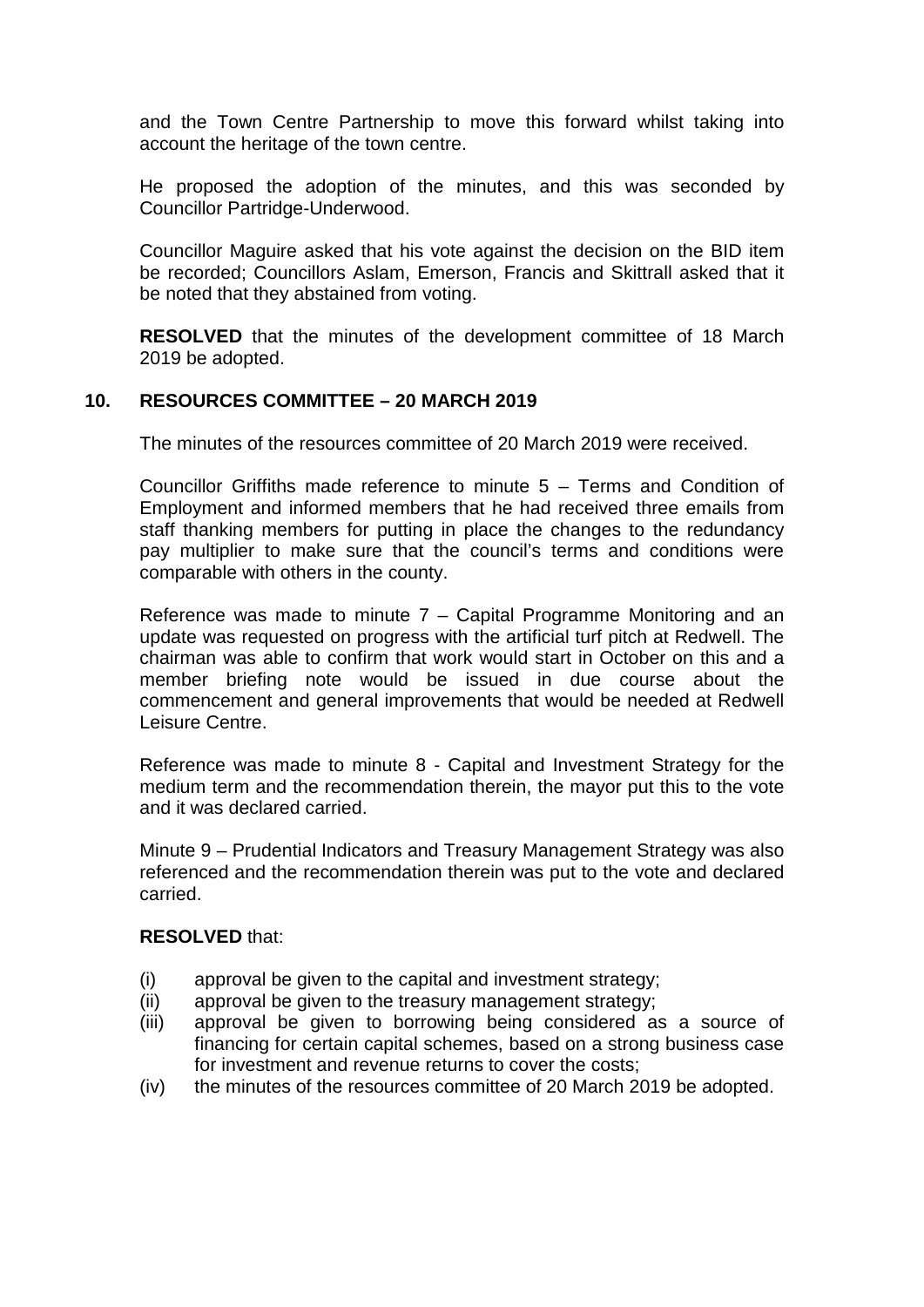and the Town Centre Partnership to move this forward whilst taking into account the heritage of the town centre.

He proposed the adoption of the minutes, and this was seconded by Councillor Partridge-Underwood.

Councillor Maguire asked that his vote against the decision on the BID item be recorded; Councillors Aslam, Emerson, Francis and Skittrall asked that it be noted that they abstained from voting.

**RESOLVED** that the minutes of the development committee of 18 March 2019 be adopted.

## 10. RESOURCES COMMITTEE – 20 MARCH 2019

The minutes of the resources committee of 20 March 2019 were received.

Councillor Griffiths made reference to minute 5 – Terms and Condition of Employment and informed members that he had received three emails from staff thanking members for putting in place the changes to the redundancy pay multiplier to make sure that the council's terms and conditions were comparable with others in the county.

Reference was made to minute 7 – Capital Programme Monitoring and an update was requested on progress with the artificial turf pitch at Redwell. The chairman was able to confirm that work would start in October on this and a member briefing note would be issued in due course about the commencement and general improvements that would be needed at Redwell Leisure Centre.

Reference was made to minute 8 - Capital and Investment Strategy for the medium term and the recommendation therein, the mayor put this to the vote and it was declared carried.

Minute 9 – Prudential Indicators and Treasury Management Strategy was also referenced and the recommendation therein was put to the vote and declared carried.

**RESOLVED** that:

(i) approval be given to the capital and investment strategy;
(ii) approval be given to the treasury management strategy;
(iii) approval be given to borrowing being considered as a source of financing for certain capital schemes, based on a strong business case for investment and revenue returns to cover the costs;
(iv) the minutes of the resources committee of 20 March 2019 be adopted.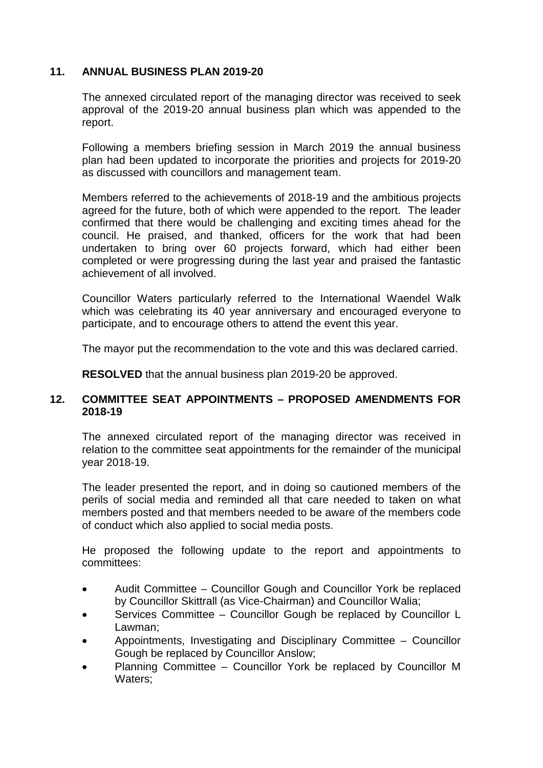## 11. ANNUAL BUSINESS PLAN 2019-20

The annexed circulated report of the managing director was received to seek approval of the 2019-20 annual business plan which was appended to the report.

Following a members briefing session in March 2019 the annual business plan had been updated to incorporate the priorities and projects for 2019-20 as discussed with councillors and management team.

Members referred to the achievements of 2018-19 and the ambitious projects agreed for the future, both of which were appended to the report. The leader confirmed that there would be challenging and exciting times ahead for the council. He praised, and thanked, officers for the work that had been undertaken to bring over 60 projects forward, which had either been completed or were progressing during the last year and praised the fantastic achievement of all involved.

Councillor Waters particularly referred to the International Waendel Walk which was celebrating its 40 year anniversary and encouraged everyone to participate, and to encourage others to attend the event this year.

The mayor put the recommendation to the vote and this was declared carried.

**RESOLVED** that the annual business plan 2019-20 be approved.

## 12. COMMITTEE SEAT APPOINTMENTS – PROPOSED AMENDMENTS FOR 2018-19

The annexed circulated report of the managing director was received in relation to the committee seat appointments for the remainder of the municipal year 2018-19.

The leader presented the report, and in doing so cautioned members of the perils of social media and reminded all that care needed to taken on what members posted and that members needed to be aware of the members code of conduct which also applied to social media posts.

He proposed the following update to the report and appointments to committees:

- Audit Committee – Councillor Gough and Councillor York be replaced by Councillor Skittrall (as Vice-Chairman) and Councillor Walia;
- Services Committee – Councillor Gough be replaced by Councillor L Lawman;
- Appointments, Investigating and Disciplinary Committee – Councillor Gough be replaced by Councillor Anslow;
- Planning Committee – Councillor York be replaced by Councillor M Waters;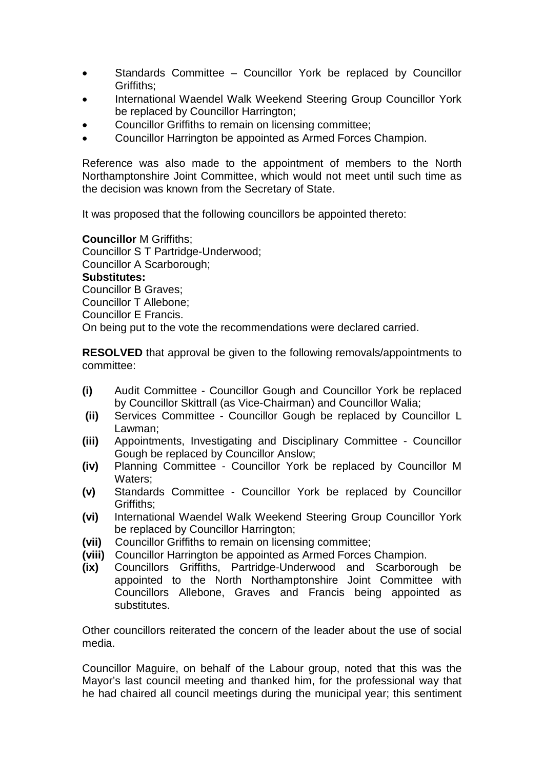- Standards Committee – Councillor York be replaced by Councillor Griffiths;
- International Waendel Walk Weekend Steering Group Councillor York be replaced by Councillor Harrington;
- Councillor Griffiths to remain on licensing committee;
- Councillor Harrington be appointed as Armed Forces Champion.

Reference was also made to the appointment of members to the North Northamptonshire Joint Committee, which would not meet until such time as the decision was known from the Secretary of State.

It was proposed that the following councillors be appointed thereto:

**Councillor** M Griffiths;
Councillor S T Partridge-Underwood;
Councillor A Scarborough;
**Substitutes:**
Councillor B Graves;
Councillor T Allebone;
Councillor E Francis.
On being put to the vote the recommendations were declared carried.

**RESOLVED** that approval be given to the following removals/appointments to committee:

**(i)** Audit Committee - Councillor Gough and Councillor York be replaced by Councillor Skittrall (as Vice-Chairman) and Councillor Walia;
**(ii)** Services Committee - Councillor Gough be replaced by Councillor L Lawman;
**(iii)** Appointments, Investigating and Disciplinary Committee - Councillor Gough be replaced by Councillor Anslow;
**(iv)** Planning Committee - Councillor York be replaced by Councillor M Waters;
**(v)** Standards Committee - Councillor York be replaced by Councillor Griffiths;
**(vi)** International Waendel Walk Weekend Steering Group Councillor York be replaced by Councillor Harrington;
**(vii)** Councillor Griffiths to remain on licensing committee;
**(viii)** Councillor Harrington be appointed as Armed Forces Champion.
**(ix)** Councillors Griffiths, Partridge-Underwood and Scarborough be appointed to the North Northamptonshire Joint Committee with Councillors Allebone, Graves and Francis being appointed as substitutes.

Other councillors reiterated the concern of the leader about the use of social media.

Councillor Maguire, on behalf of the Labour group, noted that this was the Mayor's last council meeting and thanked him, for the professional way that he had chaired all council meetings during the municipal year; this sentiment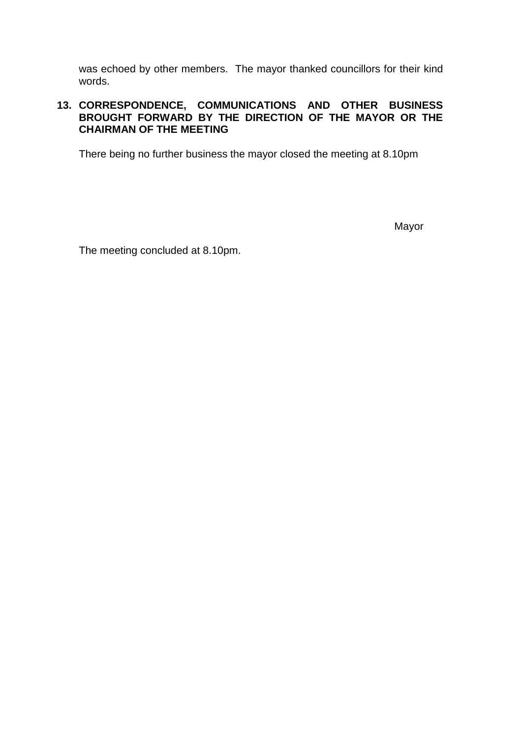was echoed by other members. The mayor thanked councillors for their kind words.

**13. CORRESPONDENCE, COMMUNICATIONS AND OTHER BUSINESS BROUGHT FORWARD BY THE DIRECTION OF THE MAYOR OR THE CHAIRMAN OF THE MEETING**

There being no further business the mayor closed the meeting at 8.10pm

Mayor

The meeting concluded at 8.10pm.